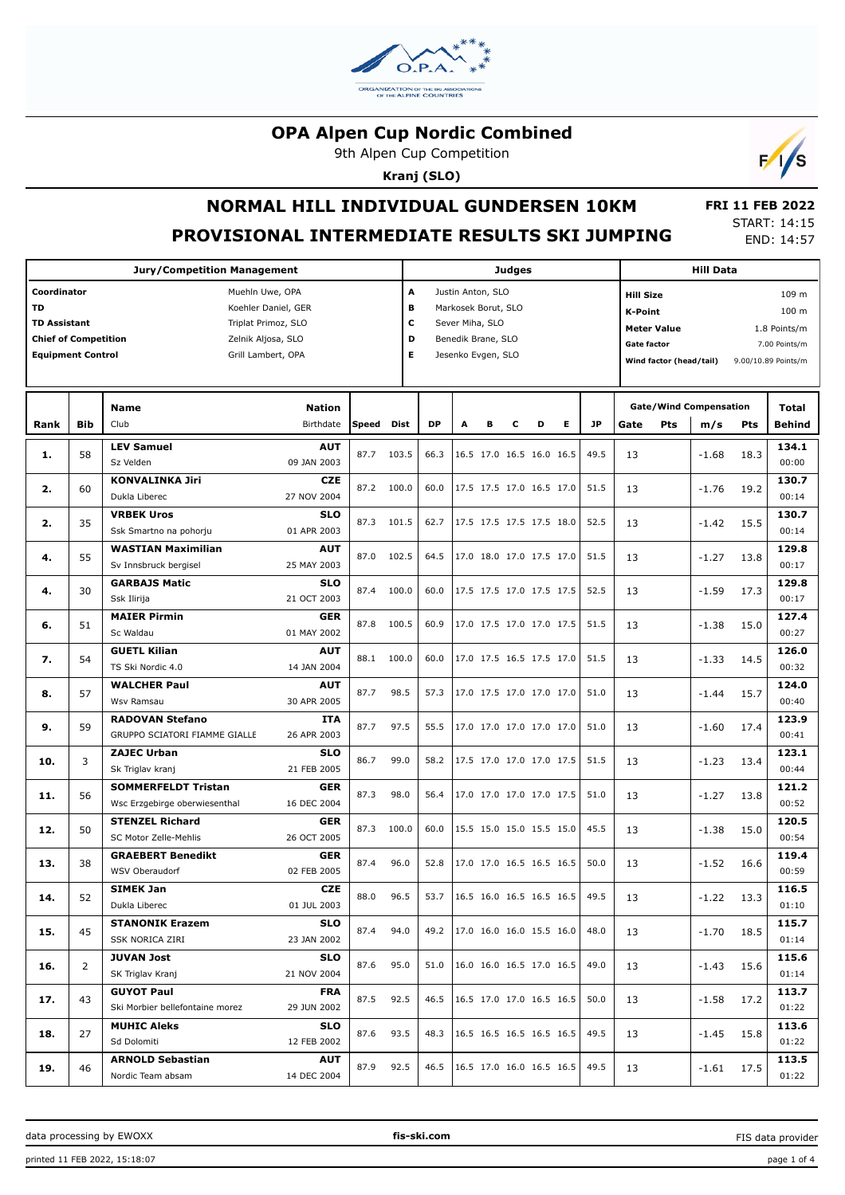# OPA Alpen Cup Nordic Combined

9th Alpen Cup Competition

**Kranj (SLO)**

## NORMAL HILL INDIVIDUAL GUNDERSEN 10KM

## PROVISIONAL INTERMEDIATE RESULTS SKI JUMPING

**FRI 11 FEB 2022**
START: 14:15
END: 14:57

| Jury/Competition Management | | Judges | | Hill Data | |
|---|---|---|---|---|---|
| Coordinator | Muehln Uwe, OPA | A | Justin Anton, SLO | Hill Size | 109 m |
| TD | Koehler Daniel, GER | B | Markosek Borut, SLO | K-Point | 100 m |
| TD Assistant | Triplat Primoz, SLO | C | Sever Miha, SLO | Meter Value | 1.8 Points/m |
| Chief of Competition | Zelnik Aljosa, SLO | D | Benedik Brane, SLO | Gate factor | 7.00 Points/m |
| Equipment Control | Grill Lambert, OPA | E | Jesenko Evgen, SLO | Wind factor (head/tail) | 9.00/10.89 Points/m |

| Rank | Bib | Name / Club | Nation / Birthdate | Speed | Dist | DP | A | B | C | D | E | JP | Gate | Pts | m/s | Pts | Total / Behind |
|---|---|---|---|---|---|---|---|---|---|---|---|---|---|---|---|---|---|
| 1. | 58 | **LEV Samuel** Sz Velden | **AUT** 09 JAN 2003 | 87.7 | 103.5 | 66.3 | 16.5 | 17.0 | 16.5 | 16.0 | 16.5 | 49.5 | 13 | | -1.68 | 18.3 | **134.1** 00:00 |
| 2. | 60 | **KONVALINKA Jiri** Dukla Liberec | **CZE** 27 NOV 2004 | 87.2 | 100.0 | 60.0 | 17.5 | 17.5 | 17.0 | 16.5 | 17.0 | 51.5 | 13 | | -1.76 | 19.2 | **130.7** 00:14 |
| 2. | 35 | **VRBEK Uros** Ssk Smartno na pohorju | **SLO** 01 APR 2003 | 87.3 | 101.5 | 62.7 | 17.5 | 17.5 | 17.5 | 17.5 | 18.0 | 52.5 | 13 | | -1.42 | 15.5 | **130.7** 00:14 |
| 4. | 55 | **WASTIAN Maximilian** Sv Innsbruck bergisel | **AUT** 25 MAY 2003 | 87.0 | 102.5 | 64.5 | 17.0 | 18.0 | 17.0 | 17.5 | 17.0 | 51.5 | 13 | | -1.27 | 13.8 | **129.8** 00:17 |
| 4. | 30 | **GARBAJS Matic** Ssk Ilirija | **SLO** 21 OCT 2003 | 87.4 | 100.0 | 60.0 | 17.5 | 17.5 | 17.0 | 17.5 | 17.5 | 52.5 | 13 | | -1.59 | 17.3 | **129.8** 00:17 |
| 6. | 51 | **MAIER Pirmin** Sc Waldau | **GER** 01 MAY 2002 | 87.8 | 100.5 | 60.9 | 17.0 | 17.5 | 17.0 | 17.0 | 17.5 | 51.5 | 13 | | -1.38 | 15.0 | **127.4** 00:27 |
| 7. | 54 | **GUETL Kilian** TS Ski Nordic 4.0 | **AUT** 14 JAN 2004 | 88.1 | 100.0 | 60.0 | 17.0 | 17.5 | 16.5 | 17.5 | 17.0 | 51.5 | 13 | | -1.33 | 14.5 | **126.0** 00:32 |
| 8. | 57 | **WALCHER Paul** Wsv Ramsau | **AUT** 30 APR 2005 | 87.7 | 98.5 | 57.3 | 17.0 | 17.5 | 17.0 | 17.0 | 17.0 | 51.0 | 13 | | -1.44 | 15.7 | **124.0** 00:40 |
| 9. | 59 | **RADOVAN Stefano** GRUPPO SCIATORI FIAMME GIALLE | **ITA** 26 APR 2003 | 87.7 | 97.5 | 55.5 | 17.0 | 17.0 | 17.0 | 17.0 | 17.0 | 51.0 | 13 | | -1.60 | 17.4 | **123.9** 00:41 |
| 10. | 3 | **ZAJEC Urban** Sk Triglav kranj | **SLO** 21 FEB 2005 | 86.7 | 99.0 | 58.2 | 17.5 | 17.0 | 17.0 | 17.0 | 17.5 | 51.5 | 13 | | -1.23 | 13.4 | **123.1** 00:44 |
| 11. | 56 | **SOMMERFELDT Tristan** Wsc Erzgebirge oberwiesenthal | **GER** 16 DEC 2004 | 87.3 | 98.0 | 56.4 | 17.0 | 17.0 | 17.0 | 17.0 | 17.5 | 51.0 | 13 | | -1.27 | 13.8 | **121.2** 00:52 |
| 12. | 50 | **STENZEL Richard** SC Motor Zelle-Mehlis | **GER** 26 OCT 2005 | 87.3 | 100.0 | 60.0 | 15.5 | 15.0 | 15.0 | 15.5 | 15.0 | 45.5 | 13 | | -1.38 | 15.0 | **120.5** 00:54 |
| 13. | 38 | **GRAEBERT Benedikt** WSV Oberaudorf | **GER** 02 FEB 2005 | 87.4 | 96.0 | 52.8 | 17.0 | 17.0 | 16.5 | 16.5 | 16.5 | 50.0 | 13 | | -1.52 | 16.6 | **119.4** 00:59 |
| 14. | 52 | **SIMEK Jan** Dukla Liberec | **CZE** 01 JUL 2003 | 88.0 | 96.5 | 53.7 | 16.5 | 16.0 | 16.5 | 16.5 | 16.5 | 49.5 | 13 | | -1.22 | 13.3 | **116.5** 01:10 |
| 15. | 45 | **STANONIK Erazem** SSK NORICA ZIRI | **SLO** 23 JAN 2002 | 87.4 | 94.0 | 49.2 | 17.0 | 16.0 | 16.0 | 15.5 | 16.0 | 48.0 | 13 | | -1.70 | 18.5 | **115.7** 01:14 |
| 16. | 2 | **JUVAN Jost** SK Triglav Kranj | **SLO** 21 NOV 2004 | 87.6 | 95.0 | 51.0 | 16.0 | 16.0 | 16.5 | 17.0 | 16.5 | 49.0 | 13 | | -1.43 | 15.6 | **115.6** 01:14 |
| 17. | 43 | **GUYOT Paul** Ski Morbier bellefontaine morez | **FRA** 29 JUN 2002 | 87.5 | 92.5 | 46.5 | 16.5 | 17.0 | 17.0 | 16.5 | 16.5 | 50.0 | 13 | | -1.58 | 17.2 | **113.7** 01:22 |
| 18. | 27 | **MUHIC Aleks** Sd Dolomiti | **SLO** 12 FEB 2002 | 87.6 | 93.5 | 48.3 | 16.5 | 16.5 | 16.5 | 16.5 | 16.5 | 49.5 | 13 | | -1.45 | 15.8 | **113.6** 01:22 |
| 19. | 46 | **ARNOLD Sebastian** Nordic Team absam | **AUT** 14 DEC 2004 | 87.9 | 92.5 | 46.5 | 16.5 | 17.0 | 16.0 | 16.5 | 16.5 | 49.5 | 13 | | -1.61 | 17.5 | **113.5** 01:22 |

data processing by EWOXX | fis-ski.com | FIS data provider

printed 11 FEB 2022, 15:18:07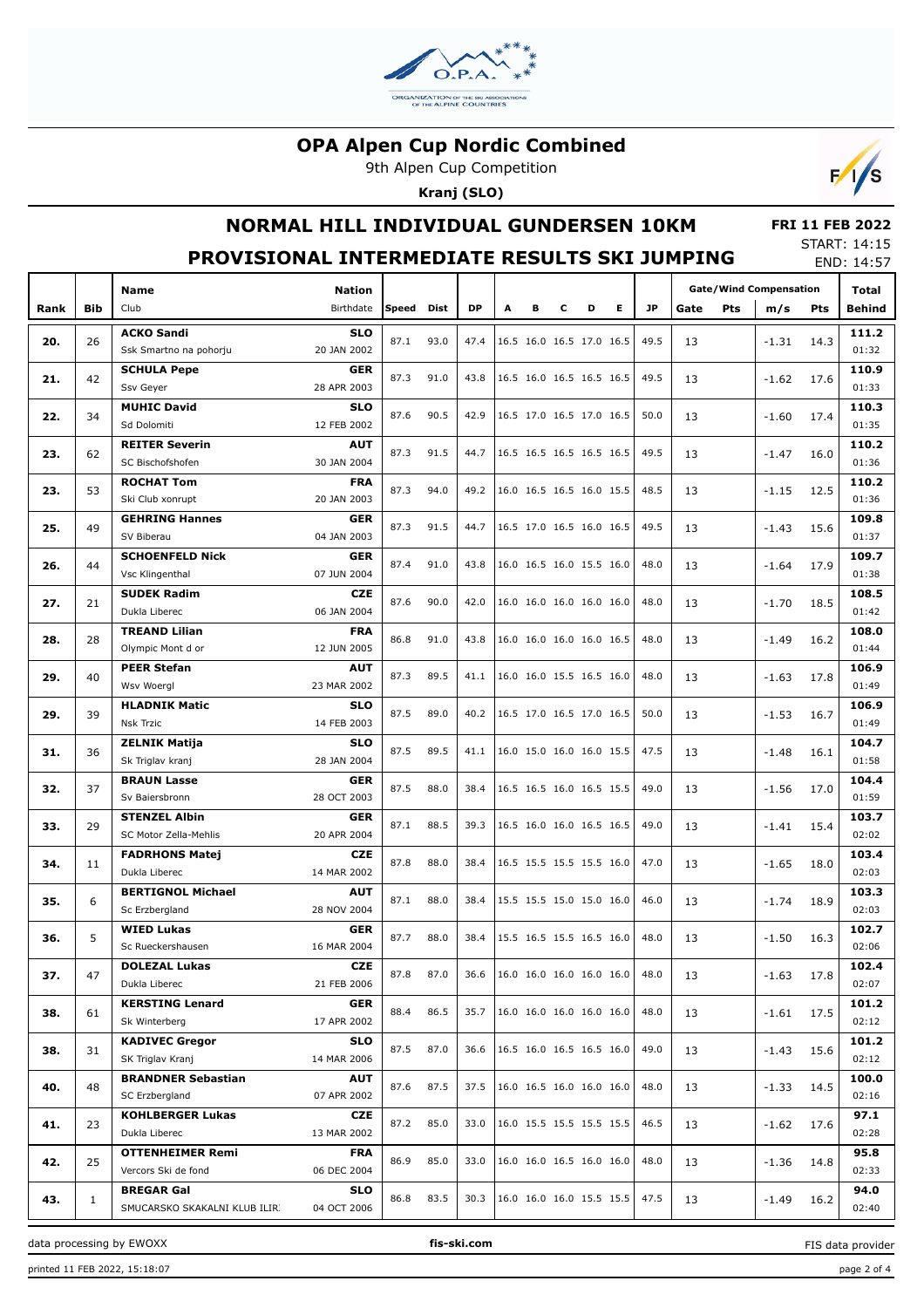# OPA Alpen Cup Nordic Combined

9th Alpen Cup Competition

**Kranj (SLO)**

## NORMAL HILL INDIVIDUAL GUNDERSEN 10KM

## PROVISIONAL INTERMEDIATE RESULTS SKI JUMPING

**FRI 11 FEB 2022**

START: 14:15

END: 14:57

| Rank | Bib | Name / Club | Nation / Birthdate | Speed | Dist | DP | A | B | C | D | E | JP | Gate | Pts | m/s | Pts | Total / Behind |
|---|---|---|---|---|---|---|---|---|---|---|---|---|---|---|---|---|---|
| 20. | 26 | **ACKO Sandi** Ssk Smartno na pohorju | **SLO** 20 JAN 2002 | 87.1 | 93.0 | 47.4 | 16.5 | 16.0 | 16.5 | 17.0 | 16.5 | 49.5 | 13 | | -1.31 | 14.3 | **111.2** 01:32 |
| 21. | 42 | **SCHULA Pepe** Ssv Geyer | **GER** 28 APR 2003 | 87.3 | 91.0 | 43.8 | 16.5 | 16.0 | 16.5 | 16.5 | 16.5 | 49.5 | 13 | | -1.62 | 17.6 | **110.9** 01:33 |
| 22. | 34 | **MUHIC David** Sd Dolomiti | **SLO** 12 FEB 2002 | 87.6 | 90.5 | 42.9 | 16.5 | 17.0 | 16.5 | 17.0 | 16.5 | 50.0 | 13 | | -1.60 | 17.4 | **110.3** 01:35 |
| 23. | 62 | **REITER Severin** SC Bischofshofen | **AUT** 30 JAN 2004 | 87.3 | 91.5 | 44.7 | 16.5 | 16.5 | 16.5 | 16.5 | 16.5 | 49.5 | 13 | | -1.47 | 16.0 | **110.2** 01:36 |
| 23. | 53 | **ROCHAT Tom** Ski Club xonrupt | **FRA** 20 JAN 2003 | 87.3 | 94.0 | 49.2 | 16.0 | 16.5 | 16.5 | 16.0 | 15.5 | 48.5 | 13 | | -1.15 | 12.5 | **110.2** 01:36 |
| 25. | 49 | **GEHRING Hannes** SV Biberau | **GER** 04 JAN 2003 | 87.3 | 91.5 | 44.7 | 16.5 | 17.0 | 16.5 | 16.0 | 16.5 | 49.5 | 13 | | -1.43 | 15.6 | **109.8** 01:37 |
| 26. | 44 | **SCHOENFELD Nick** Vsc Klingenthal | **GER** 07 JUN 2004 | 87.4 | 91.0 | 43.8 | 16.0 | 16.5 | 16.0 | 15.5 | 16.0 | 48.0 | 13 | | -1.64 | 17.9 | **109.7** 01:38 |
| 27. | 21 | **SUDEK Radim** Dukla Liberec | **CZE** 06 JAN 2004 | 87.6 | 90.0 | 42.0 | 16.0 | 16.0 | 16.0 | 16.0 | 16.0 | 48.0 | 13 | | -1.70 | 18.5 | **108.5** 01:42 |
| 28. | 28 | **TREAND Lilian** Olympic Mont d or | **FRA** 12 JUN 2005 | 86.8 | 91.0 | 43.8 | 16.0 | 16.0 | 16.0 | 16.0 | 16.5 | 48.0 | 13 | | -1.49 | 16.2 | **108.0** 01:44 |
| 29. | 40 | **PEER Stefan** Wsv Woergl | **AUT** 23 MAR 2002 | 87.3 | 89.5 | 41.1 | 16.0 | 16.0 | 15.5 | 16.5 | 16.0 | 48.0 | 13 | | -1.63 | 17.8 | **106.9** 01:49 |
| 29. | 39 | **HLADNIK Matic** Nsk Trzic | **SLO** 14 FEB 2003 | 87.5 | 89.0 | 40.2 | 16.5 | 17.0 | 16.5 | 17.0 | 16.5 | 50.0 | 13 | | -1.53 | 16.7 | **106.9** 01:49 |
| 31. | 36 | **ZELNIK Matija** Sk Triglav kranj | **SLO** 28 JAN 2004 | 87.5 | 89.5 | 41.1 | 16.0 | 15.0 | 16.0 | 16.0 | 15.5 | 47.5 | 13 | | -1.48 | 16.1 | **104.7** 01:58 |
| 32. | 37 | **BRAUN Lasse** Sv Baiersbronn | **GER** 28 OCT 2003 | 87.5 | 88.0 | 38.4 | 16.5 | 16.5 | 16.0 | 16.5 | 15.5 | 49.0 | 13 | | -1.56 | 17.0 | **104.4** 01:59 |
| 33. | 29 | **STENZEL Albin** SC Motor Zella-Mehlis | **GER** 20 APR 2004 | 87.1 | 88.5 | 39.3 | 16.5 | 16.0 | 16.0 | 16.5 | 16.5 | 49.0 | 13 | | -1.41 | 15.4 | **103.7** 02:02 |
| 34. | 11 | **FADRHONS Matej** Dukla Liberec | **CZE** 14 MAR 2002 | 87.8 | 88.0 | 38.4 | 16.5 | 15.5 | 15.5 | 15.5 | 16.0 | 47.0 | 13 | | -1.65 | 18.0 | **103.4** 02:03 |
| 35. | 6 | **BERTIGNOL Michael** Sc Erzbergland | **AUT** 28 NOV 2004 | 87.1 | 88.0 | 38.4 | 15.5 | 15.5 | 15.0 | 15.0 | 16.0 | 46.0 | 13 | | -1.74 | 18.9 | **103.3** 02:03 |
| 36. | 5 | **WIED Lukas** Sc Rueckershausen | **GER** 16 MAR 2004 | 87.7 | 88.0 | 38.4 | 15.5 | 16.5 | 15.5 | 16.5 | 16.0 | 48.0 | 13 | | -1.50 | 16.3 | **102.7** 02:06 |
| 37. | 47 | **DOLEZAL Lukas** Dukla Liberec | **CZE** 21 FEB 2006 | 87.8 | 87.0 | 36.6 | 16.0 | 16.0 | 16.0 | 16.0 | 16.0 | 48.0 | 13 | | -1.63 | 17.8 | **102.4** 02:07 |
| 38. | 61 | **KERSTING Lenard** Sk Winterberg | **GER** 17 APR 2002 | 88.4 | 86.5 | 35.7 | 16.0 | 16.0 | 16.0 | 16.0 | 16.0 | 48.0 | 13 | | -1.61 | 17.5 | **101.2** 02:12 |
| 38. | 31 | **KADIVEC Gregor** SK Triglav Kranj | **SLO** 14 MAR 2006 | 87.5 | 87.0 | 36.6 | 16.5 | 16.0 | 16.5 | 16.5 | 16.0 | 49.0 | 13 | | -1.43 | 15.6 | **101.2** 02:12 |
| 40. | 48 | **BRANDNER Sebastian** SC Erzbergland | **AUT** 07 APR 2002 | 87.6 | 87.5 | 37.5 | 16.0 | 16.5 | 16.0 | 16.0 | 16.0 | 48.0 | 13 | | -1.33 | 14.5 | **100.0** 02:16 |
| 41. | 23 | **KOHLBERGER Lukas** Dukla Liberec | **CZE** 13 MAR 2002 | 87.2 | 85.0 | 33.0 | 16.0 | 15.5 | 15.5 | 15.5 | 15.5 | 46.5 | 13 | | -1.62 | 17.6 | **97.1** 02:28 |
| 42. | 25 | **OTTENHEIMER Remi** Vercors Ski de fond | **FRA** 06 DEC 2004 | 86.9 | 85.0 | 33.0 | 16.0 | 16.0 | 16.5 | 16.0 | 16.0 | 48.0 | 13 | | -1.36 | 14.8 | **95.8** 02:33 |
| 43. | 1 | **BREGAR Gal** SMUCARSKO SKAKALNI KLUB ILIR | **SLO** 04 OCT 2006 | 86.8 | 83.5 | 30.3 | 16.0 | 16.0 | 16.0 | 15.5 | 15.5 | 47.5 | 13 | | -1.49 | 16.2 | **94.0** 02:40 |

data processing by EWOXX | fis-ski.com | FIS data provider

printed 11 FEB 2022, 15:18:07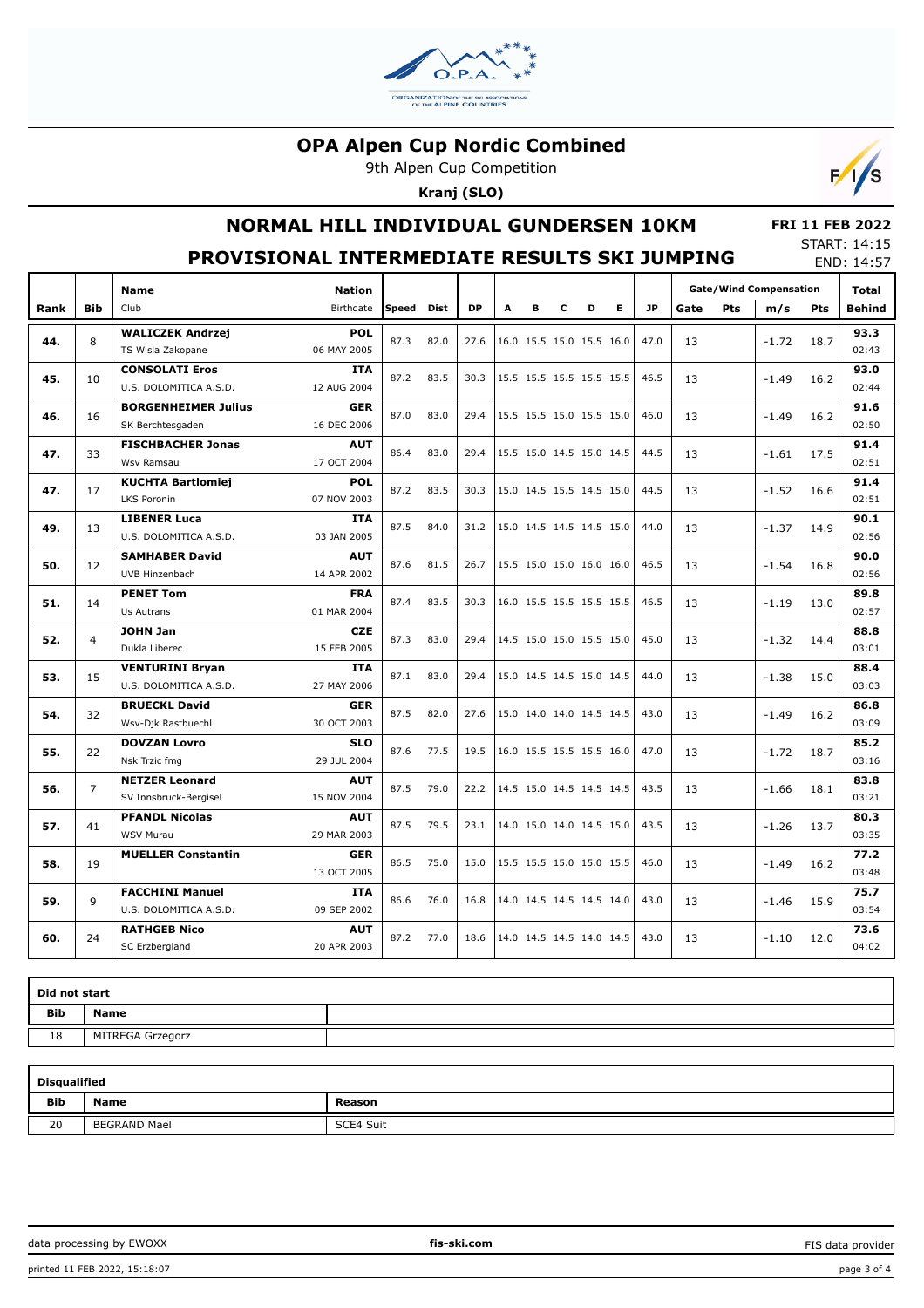# OPA Alpen Cup Nordic Combined

9th Alpen Cup Competition

**Kranj (SLO)**

## NORMAL HILL INDIVIDUAL GUNDERSEN 10KM

## PROVISIONAL INTERMEDIATE RESULTS SKI JUMPING

**FRI 11 FEB 2022**

START: 14:15

END: 14:57

| Rank | Bib | Name / Club | Nation / Birthdate | Speed | Dist | DP | A | B | C | D | E | JP | Gate | Pts | m/s | Pts | Total / Behind |
|---|---|---|---|---|---|---|---|---|---|---|---|---|---|---|---|---|---|
| 44. | 8 | **WALICZEK Andrzej** TS Wisla Zakopane | **POL** 06 MAY 2005 | 87.3 | 82.0 | 27.6 | 16.0 | 15.5 | 15.0 | 15.5 | 16.0 | 47.0 | 13 | | -1.72 | 18.7 | **93.3** 02:43 |
| 45. | 10 | **CONSOLATI Eros** U.S. DOLOMITICA A.S.D. | **ITA** 12 AUG 2004 | 87.2 | 83.5 | 30.3 | 15.5 | 15.5 | 15.5 | 15.5 | 15.5 | 46.5 | 13 | | -1.49 | 16.2 | **93.0** 02:44 |
| 46. | 16 | **BORGENHEIMER Julius** SK Berchtesgaden | **GER** 16 DEC 2006 | 87.0 | 83.0 | 29.4 | 15.5 | 15.5 | 15.0 | 15.5 | 15.0 | 46.0 | 13 | | -1.49 | 16.2 | **91.6** 02:50 |
| 47. | 33 | **FISCHBACHER Jonas** Wsv Ramsau | **AUT** 17 OCT 2004 | 86.4 | 83.0 | 29.4 | 15.5 | 15.0 | 14.5 | 15.0 | 14.5 | 44.5 | 13 | | -1.61 | 17.5 | **91.4** 02:51 |
| 47. | 17 | **KUCHTA Bartlomiej** LKS Poronin | **POL** 07 NOV 2003 | 87.2 | 83.5 | 30.3 | 15.0 | 14.5 | 15.5 | 14.5 | 15.0 | 44.5 | 13 | | -1.52 | 16.6 | **91.4** 02:51 |
| 49. | 13 | **LIBENER Luca** U.S. DOLOMITICA A.S.D. | **ITA** 03 JAN 2005 | 87.5 | 84.0 | 31.2 | 15.0 | 14.5 | 14.5 | 14.5 | 15.0 | 44.0 | 13 | | -1.37 | 14.9 | **90.1** 02:56 |
| 50. | 12 | **SAMHABER David** UVB Hinzenbach | **AUT** 14 APR 2002 | 87.6 | 81.5 | 26.7 | 15.5 | 15.0 | 15.0 | 16.0 | 16.0 | 46.5 | 13 | | -1.54 | 16.8 | **90.0** 02:56 |
| 51. | 14 | **PENET Tom** Us Autrans | **FRA** 01 MAR 2004 | 87.4 | 83.5 | 30.3 | 16.0 | 15.5 | 15.5 | 15.5 | 15.5 | 46.5 | 13 | | -1.19 | 13.0 | **89.8** 02:57 |
| 52. | 4 | **JOHN Jan** Dukla Liberec | **CZE** 15 FEB 2005 | 87.3 | 83.0 | 29.4 | 14.5 | 15.0 | 15.0 | 15.5 | 15.0 | 45.0 | 13 | | -1.32 | 14.4 | **88.8** 03:01 |
| 53. | 15 | **VENTURINI Bryan** U.S. DOLOMITICA A.S.D. | **ITA** 27 MAY 2006 | 87.1 | 83.0 | 29.4 | 15.0 | 14.5 | 14.5 | 15.0 | 14.5 | 44.0 | 13 | | -1.38 | 15.0 | **88.4** 03:03 |
| 54. | 32 | **BRUECKL David** Wsv-Djk Rastbuechl | **GER** 30 OCT 2003 | 87.5 | 82.0 | 27.6 | 15.0 | 14.0 | 14.0 | 14.5 | 14.5 | 43.0 | 13 | | -1.49 | 16.2 | **86.8** 03:09 |
| 55. | 22 | **DOVZAN Lovro** Nsk Trzic fmg | **SLO** 29 JUL 2004 | 87.6 | 77.5 | 19.5 | 16.0 | 15.5 | 15.5 | 15.5 | 16.0 | 47.0 | 13 | | -1.72 | 18.7 | **85.2** 03:16 |
| 56. | 7 | **NETZER Leonard** SV Innsbruck-Bergisel | **AUT** 15 NOV 2004 | 87.5 | 79.0 | 22.2 | 14.5 | 15.0 | 14.5 | 14.5 | 14.5 | 43.5 | 13 | | -1.66 | 18.1 | **83.8** 03:21 |
| 57. | 41 | **PFANDL Nicolas** WSV Murau | **AUT** 29 MAR 2003 | 87.5 | 79.5 | 23.1 | 14.0 | 15.0 | 14.0 | 14.5 | 15.0 | 43.5 | 13 | | -1.26 | 13.7 | **80.3** 03:35 |
| 58. | 19 | **MUELLER Constantin** | **GER** 13 OCT 2005 | 86.5 | 75.0 | 15.0 | 15.5 | 15.5 | 15.0 | 15.0 | 15.5 | 46.0 | 13 | | -1.49 | 16.2 | **77.2** 03:48 |
| 59. | 9 | **FACCHINI Manuel** U.S. DOLOMITICA A.S.D. | **ITA** 09 SEP 2002 | 86.6 | 76.0 | 16.8 | 14.0 | 14.5 | 14.5 | 14.5 | 14.0 | 43.0 | 13 | | -1.46 | 15.9 | **75.7** 03:54 |
| 60. | 24 | **RATHGEB Nico** SC Erzbergland | **AUT** 20 APR 2003 | 87.2 | 77.0 | 18.6 | 14.0 | 14.5 | 14.5 | 14.0 | 14.5 | 43.0 | 13 | | -1.10 | 12.0 | **73.6** 04:02 |

Gate/Wind Compensation: Gate, Pts (gate), m/s, Pts (wind)

**Did not start**

| Bib | Name |
|---|---|
| 18 | MITREGA Grzegorz |

**Disqualified**

| Bib | Name | Reason |
|---|---|---|
| 20 | BEGRAND Mael | SCE4 Suit |

data processing by EWOXX — fis-ski.com — FIS data provider

printed 11 FEB 2022, 15:18:07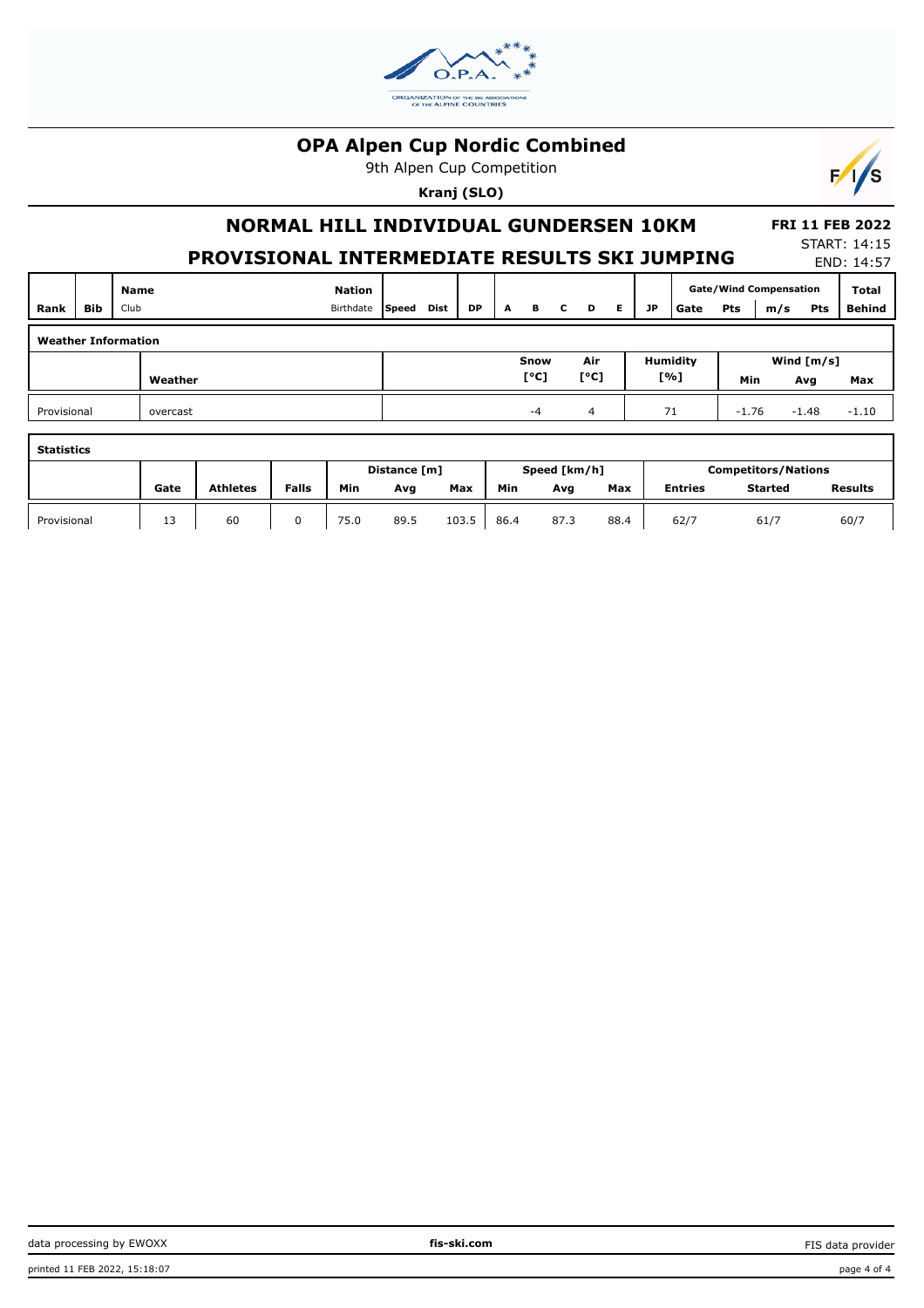# OPA Alpen Cup Nordic Combined

9th Alpen Cup Competition

**Kranj (SLO)**

## NORMAL HILL INDIVIDUAL GUNDERSEN 10KM

**FRI 11 FEB 2022**

START: 14:15

## PROVISIONAL INTERMEDIATE RESULTS SKI JUMPING

END: 14:57

| Rank | Bib | Name<br>Club | Nation<br>Birthdate | Speed | Dist | DP | A | B | C | D | E | JP | Gate | Gate/Wind Compensation<br>Pts | m/s | Pts | Total<br>Behind |
|---|---|---|---|---|---|---|---|---|---|---|---|---|---|---|---|---|---|

**Weather Information**

| | Weather | Snow [°C] | Air [°C] | Humidity [%] | Wind [m/s] Min | Avg | Max |
|---|---|---|---|---|---|---|---|
| Provisional | overcast | -4 | 4 | 71 | -1.76 | -1.48 | -1.10 |

**Statistics**

| | Gate | Athletes | Falls | Distance [m] Min | Avg | Max | Speed [km/h] Min | Avg | Max | Competitors/Nations Entries | Started | Results |
|---|---|---|---|---|---|---|---|---|---|---|---|---|
| Provisional | 13 | 60 | 0 | 75.0 | 89.5 | 103.5 | 86.4 | 87.3 | 88.4 | 62/7 | 61/7 | 60/7 |

data processing by EWOXX | fis-ski.com | FIS data provider

printed 11 FEB 2022, 15:18:07